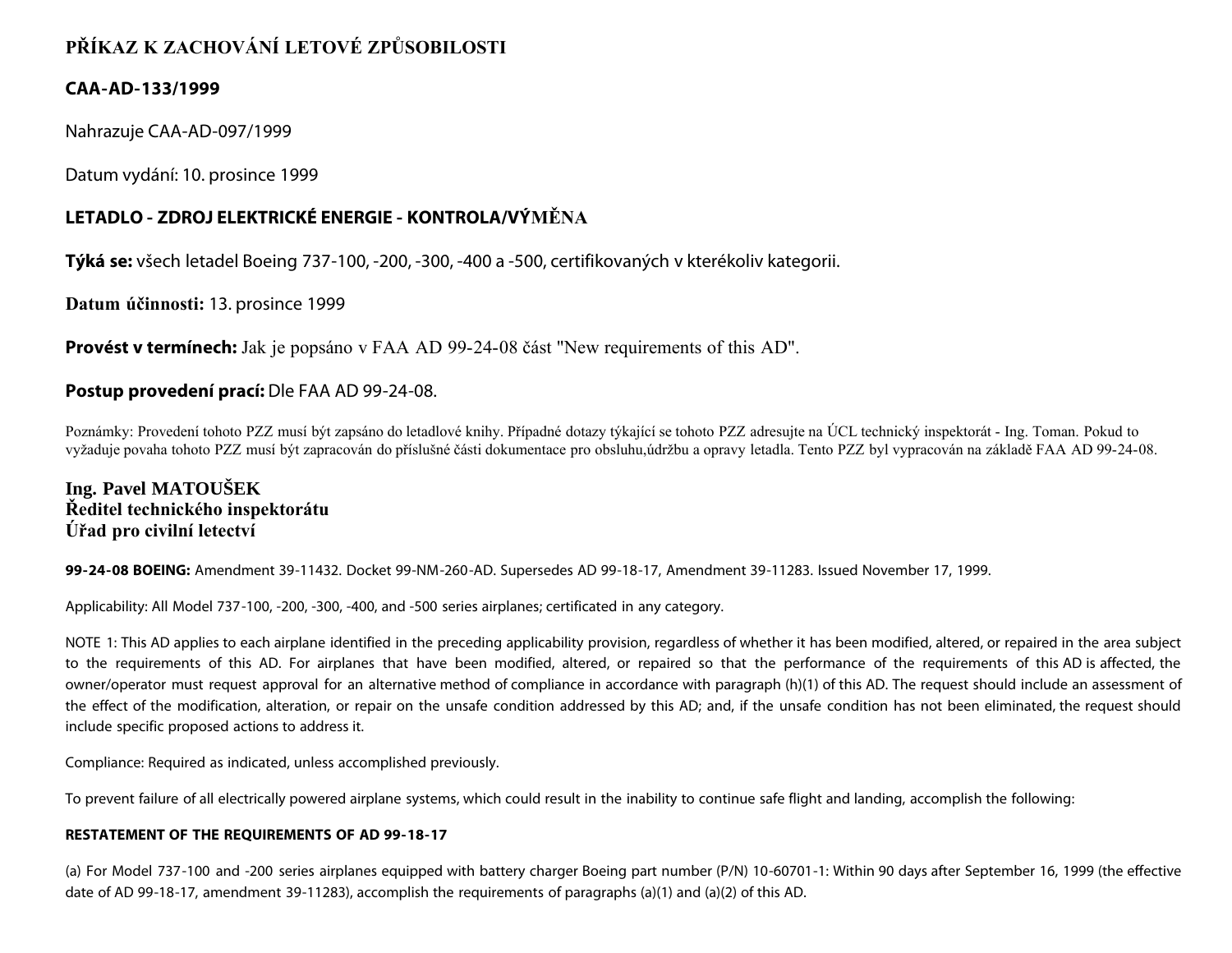# PŘÍKAZ K ZACHOVÁNÍ LETOVÉ ZPŮSOBILOSTI

## CAA-AD-133/1999

Nahrazuje CAA-AD-097/1999

Datum vydání: 10. prosince 1999

## LETADLO - ZDROJ ELEKTRICKÉ ENERGIE - KONTROLA/VÝMĚNA

**Týká se:** všech letadel Boeing 737-100, -200, -300, -400 a -500, certifikovaných v kterékoliv kategorii.

**Datum účinnosti:** 13. prosince 1999

**Provést v termínech:** Jak je popsáno v FAA AD 99-24-08 část "New requirements of this AD".

**Postup provedení prací:** Dle FAA AD 99-24-08.

Poznámky: Provedení tohoto PZZ musí být zapsáno do letadlové knihy. Případné dotazy týkající se tohoto PZZ adresujte na ÚCL technický inspektorát - Ing. Toman. Pokud to vyžaduje povaha tohoto PZZ musí být zapracován do příslušné části dokumentace pro obsluhu,údržbu a opravy letadla. Tento PZZ byl vypracován na základě FAA AD 99-24-08.

**Ing. Pavel MATOUŠEK**
**Ředitel technického inspektorátu**
**Úřad pro civilní letectví**

**99-24-08 BOEING:** Amendment 39-11432. Docket 99-NM-260-AD. Supersedes AD 99-18-17, Amendment 39-11283. Issued November 17, 1999.

Applicability: All Model 737-100, -200, -300, -400, and -500 series airplanes; certificated in any category.

NOTE 1: This AD applies to each airplane identified in the preceding applicability provision, regardless of whether it has been modified, altered, or repaired in the area subject to the requirements of this AD. For airplanes that have been modified, altered, or repaired so that the performance of the requirements of this AD is affected, the owner/operator must request approval for an alternative method of compliance in accordance with paragraph (h)(1) of this AD. The request should include an assessment of the effect of the modification, alteration, or repair on the unsafe condition addressed by this AD; and, if the unsafe condition has not been eliminated, the request should include specific proposed actions to address it.

Compliance: Required as indicated, unless accomplished previously.

To prevent failure of all electrically powered airplane systems, which could result in the inability to continue safe flight and landing, accomplish the following:

**RESTATEMENT OF THE REQUIREMENTS OF AD 99-18-17**

(a) For Model 737-100 and -200 series airplanes equipped with battery charger Boeing part number (P/N) 10-60701-1: Within 90 days after September 16, 1999 (the effective date of AD 99-18-17, amendment 39-11283), accomplish the requirements of paragraphs (a)(1) and (a)(2) of this AD.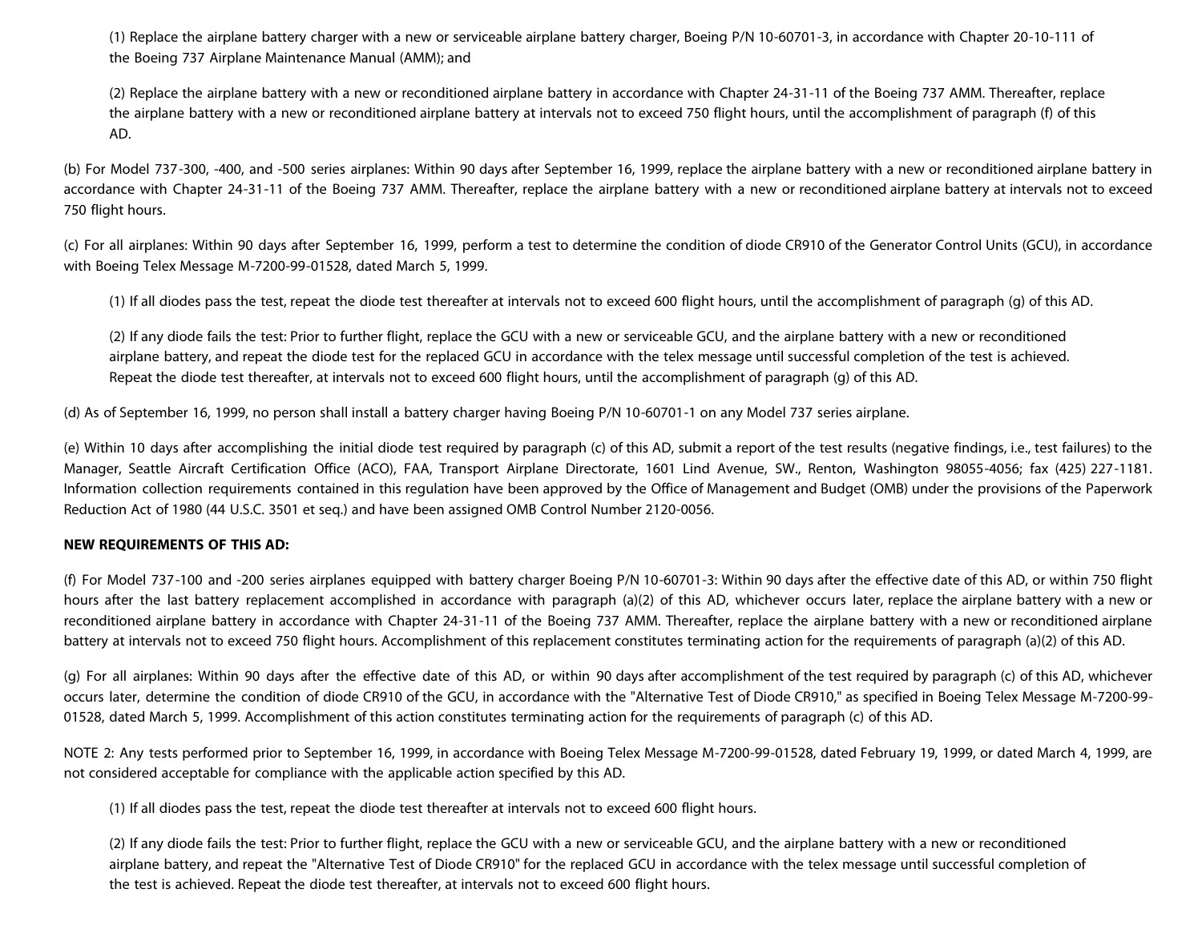(1) Replace the airplane battery charger with a new or serviceable airplane battery charger, Boeing P/N 10-60701-3, in accordance with Chapter 20-10-111 of the Boeing 737 Airplane Maintenance Manual (AMM); and

(2) Replace the airplane battery with a new or reconditioned airplane battery in accordance with Chapter 24-31-11 of the Boeing 737 AMM. Thereafter, replace the airplane battery with a new or reconditioned airplane battery at intervals not to exceed 750 flight hours, until the accomplishment of paragraph (f) of this AD.

(b) For Model 737-300, -400, and -500 series airplanes: Within 90 days after September 16, 1999, replace the airplane battery with a new or reconditioned airplane battery in accordance with Chapter 24-31-11 of the Boeing 737 AMM. Thereafter, replace the airplane battery with a new or reconditioned airplane battery at intervals not to exceed 750 flight hours.

(c) For all airplanes: Within 90 days after September 16, 1999, perform a test to determine the condition of diode CR910 of the Generator Control Units (GCU), in accordance with Boeing Telex Message M-7200-99-01528, dated March 5, 1999.

(1) If all diodes pass the test, repeat the diode test thereafter at intervals not to exceed 600 flight hours, until the accomplishment of paragraph (g) of this AD.

(2) If any diode fails the test: Prior to further flight, replace the GCU with a new or serviceable GCU, and the airplane battery with a new or reconditioned airplane battery, and repeat the diode test for the replaced GCU in accordance with the telex message until successful completion of the test is achieved. Repeat the diode test thereafter, at intervals not to exceed 600 flight hours, until the accomplishment of paragraph (g) of this AD.

(d) As of September 16, 1999, no person shall install a battery charger having Boeing P/N 10-60701-1 on any Model 737 series airplane.

(e) Within 10 days after accomplishing the initial diode test required by paragraph (c) of this AD, submit a report of the test results (negative findings, i.e., test failures) to the Manager, Seattle Aircraft Certification Office (ACO), FAA, Transport Airplane Directorate, 1601 Lind Avenue, SW., Renton, Washington 98055-4056; fax (425) 227-1181. Information collection requirements contained in this regulation have been approved by the Office of Management and Budget (OMB) under the provisions of the Paperwork Reduction Act of 1980 (44 U.S.C. 3501 et seq.) and have been assigned OMB Control Number 2120-0056.

**NEW REQUIREMENTS OF THIS AD:**

(f) For Model 737-100 and -200 series airplanes equipped with battery charger Boeing P/N 10-60701-3: Within 90 days after the effective date of this AD, or within 750 flight hours after the last battery replacement accomplished in accordance with paragraph (a)(2) of this AD, whichever occurs later, replace the airplane battery with a new or reconditioned airplane battery in accordance with Chapter 24-31-11 of the Boeing 737 AMM. Thereafter, replace the airplane battery with a new or reconditioned airplane battery at intervals not to exceed 750 flight hours. Accomplishment of this replacement constitutes terminating action for the requirements of paragraph (a)(2) of this AD.

(g) For all airplanes: Within 90 days after the effective date of this AD, or within 90 days after accomplishment of the test required by paragraph (c) of this AD, whichever occurs later, determine the condition of diode CR910 of the GCU, in accordance with the "Alternative Test of Diode CR910," as specified in Boeing Telex Message M-7200-99-01528, dated March 5, 1999. Accomplishment of this action constitutes terminating action for the requirements of paragraph (c) of this AD.

NOTE 2: Any tests performed prior to September 16, 1999, in accordance with Boeing Telex Message M-7200-99-01528, dated February 19, 1999, or dated March 4, 1999, are not considered acceptable for compliance with the applicable action specified by this AD.

(1) If all diodes pass the test, repeat the diode test thereafter at intervals not to exceed 600 flight hours.

(2) If any diode fails the test: Prior to further flight, replace the GCU with a new or serviceable GCU, and the airplane battery with a new or reconditioned airplane battery, and repeat the "Alternative Test of Diode CR910" for the replaced GCU in accordance with the telex message until successful completion of the test is achieved. Repeat the diode test thereafter, at intervals not to exceed 600 flight hours.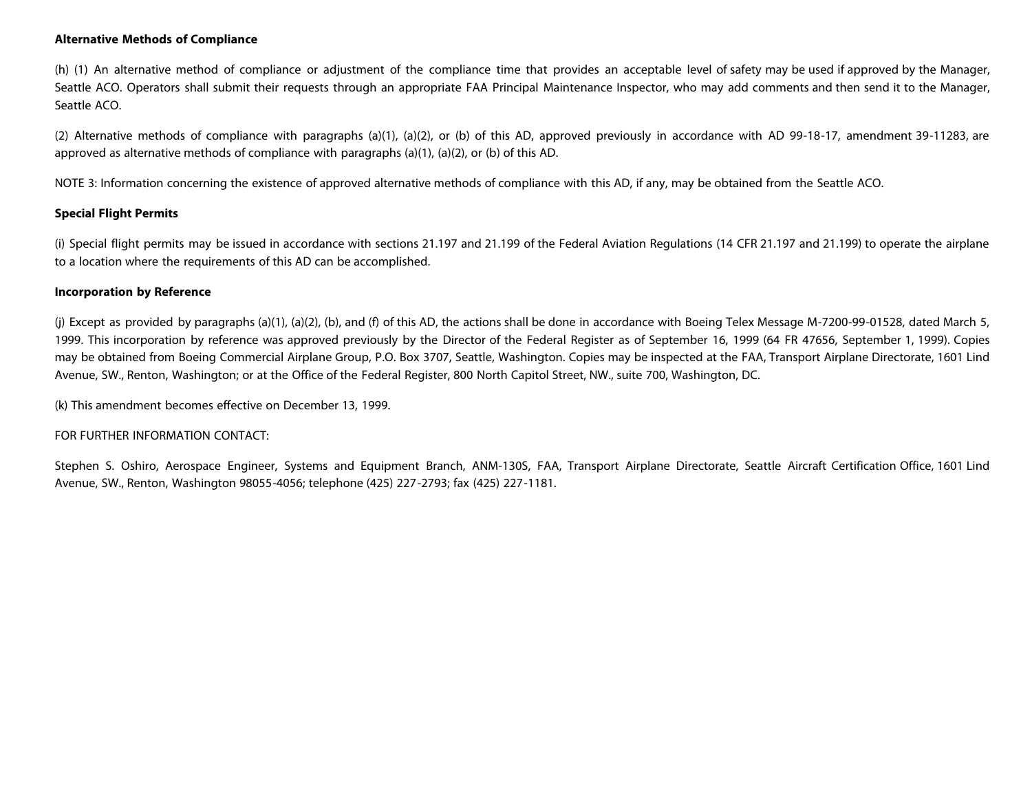**Alternative Methods of Compliance**

(h) (1) An alternative method of compliance or adjustment of the compliance time that provides an acceptable level of safety may be used if approved by the Manager, Seattle ACO. Operators shall submit their requests through an appropriate FAA Principal Maintenance Inspector, who may add comments and then send it to the Manager, Seattle ACO.

(2) Alternative methods of compliance with paragraphs (a)(1), (a)(2), or (b) of this AD, approved previously in accordance with AD 99-18-17, amendment 39-11283, are approved as alternative methods of compliance with paragraphs (a)(1), (a)(2), or (b) of this AD.

NOTE 3: Information concerning the existence of approved alternative methods of compliance with this AD, if any, may be obtained from the Seattle ACO.

**Special Flight Permits**

(i) Special flight permits may be issued in accordance with sections 21.197 and 21.199 of the Federal Aviation Regulations (14 CFR 21.197 and 21.199) to operate the airplane to a location where the requirements of this AD can be accomplished.

**Incorporation by Reference**

(j) Except as provided by paragraphs (a)(1), (a)(2), (b), and (f) of this AD, the actions shall be done in accordance with Boeing Telex Message M-7200-99-01528, dated March 5, 1999. This incorporation by reference was approved previously by the Director of the Federal Register as of September 16, 1999 (64 FR 47656, September 1, 1999). Copies may be obtained from Boeing Commercial Airplane Group, P.O. Box 3707, Seattle, Washington. Copies may be inspected at the FAA, Transport Airplane Directorate, 1601 Lind Avenue, SW., Renton, Washington; or at the Office of the Federal Register, 800 North Capitol Street, NW., suite 700, Washington, DC.

(k) This amendment becomes effective on December 13, 1999.

FOR FURTHER INFORMATION CONTACT:

Stephen S. Oshiro, Aerospace Engineer, Systems and Equipment Branch, ANM-130S, FAA, Transport Airplane Directorate, Seattle Aircraft Certification Office, 1601 Lind Avenue, SW., Renton, Washington 98055-4056; telephone (425) 227-2793; fax (425) 227-1181.